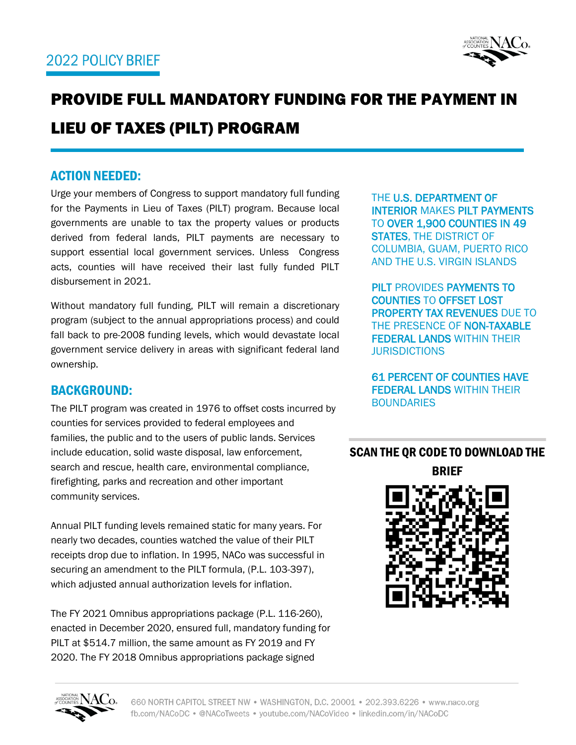## 2022 POLICY BRIEF

# PROVIDE FULL MANDATORY FUNDING FOR THE PAYMENT IN LIEU OF TAXES (PILT) PROGRAM

## ACTION NEEDED:

Urge your members of Congress to support mandatory full funding for the Payments in Lieu of Taxes (PILT) program. Because local governments are unable to tax the property values or products derived from federal lands, PILT payments are necessary to support essential local government services. Unless Congress acts, counties will have received their last fully funded PILT disbursement in 2021.

Without mandatory full funding, PILT will remain a discretionary program (subject to the annual appropriations process) and could fall back to pre-2008 funding levels, which would devastate local government service delivery in areas with significant federal land ownership.

## BACKGROUND:

The PILT program was created in 1976 to offset costs incurred by counties for services provided to federal employees and families, the public and to the users of public lands. Services include education, solid waste disposal, law enforcement, search and rescue, health care, environmental compliance, firefighting, parks and recreation and other important community services.

Annual PILT funding levels remained static for many years. For nearly two decades, counties watched the value of their PILT receipts drop due to inflation. In 1995, NACo was successful in securing an amendment to the PILT formula, (P.L. 103-397), which adjusted annual authorization levels for inflation.

The FY 2021 Omnibus appropriations package (P.L. 116-260), enacted in December 2020, ensured full, mandatory funding for PILT at $514.7 million, the same amount as FY 2019 and FY 2020. The FY 2018 Omnibus appropriations package signed

THE **U.S. DEPARTMENT OF INTERIOR** MAKES **PILT PAYMENTS** TO **OVER 1,900 COUNTIES IN 49 STATES**, THE DISTRICT OF COLUMBIA, GUAM, PUERTO RICO AND THE U.S. VIRGIN ISLANDS

**PILT** PROVIDES **PAYMENTS TO COUNTIES** TO **OFFSET LOST PROPERTY TAX REVENUES** DUE TO THE PRESENCE OF **NON-TAXABLE FEDERAL LANDS** WITHIN THEIR JURISDICTIONS

**61 PERCENT OF COUNTIES HAVE FEDERAL LANDS** WITHIN THEIR BOUNDARIES

**SCAN THE QR CODE TO DOWNLOAD THE BRIEF**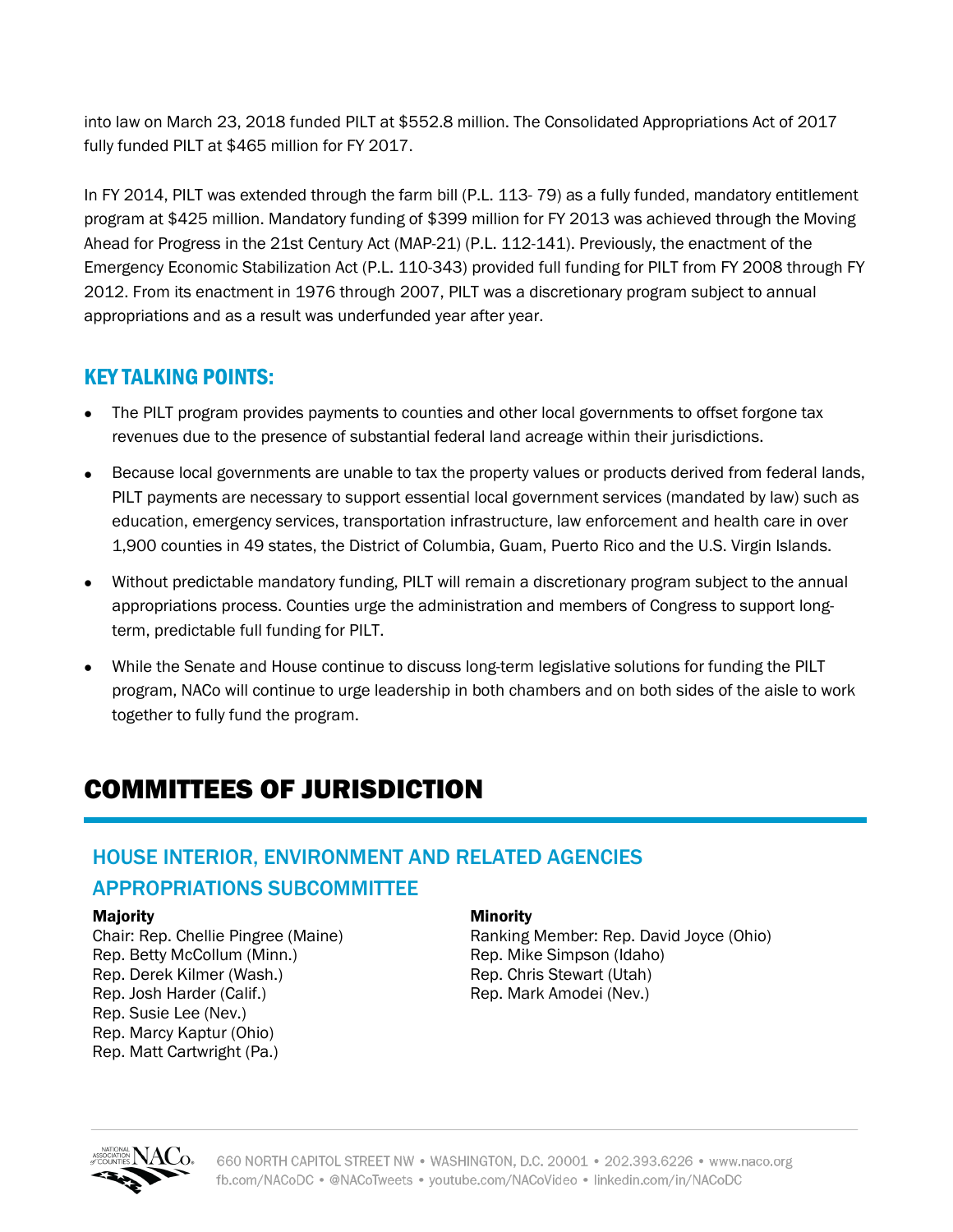into law on March 23, 2018 funded PILT at $552.8 million. The Consolidated Appropriations Act of 2017 fully funded PILT at $465 million for FY 2017.

In FY 2014, PILT was extended through the farm bill (P.L. 113- 79) as a fully funded, mandatory entitlement program at $425 million. Mandatory funding of $399 million for FY 2013 was achieved through the Moving Ahead for Progress in the 21st Century Act (MAP-21) (P.L. 112-141). Previously, the enactment of the Emergency Economic Stabilization Act (P.L. 110-343) provided full funding for PILT from FY 2008 through FY 2012. From its enactment in 1976 through 2007, PILT was a discretionary program subject to annual appropriations and as a result was underfunded year after year.

## KEY TALKING POINTS:

- The PILT program provides payments to counties and other local governments to offset forgone tax revenues due to the presence of substantial federal land acreage within their jurisdictions.
- Because local governments are unable to tax the property values or products derived from federal lands, PILT payments are necessary to support essential local government services (mandated by law) such as education, emergency services, transportation infrastructure, law enforcement and health care in over 1,900 counties in 49 states, the District of Columbia, Guam, Puerto Rico and the U.S. Virgin Islands.
- Without predictable mandatory funding, PILT will remain a discretionary program subject to the annual appropriations process. Counties urge the administration and members of Congress to support long-term, predictable full funding for PILT.
- While the Senate and House continue to discuss long-term legislative solutions for funding the PILT program, NACo will continue to urge leadership in both chambers and on both sides of the aisle to work together to fully fund the program.

# COMMITTEES OF JURISDICTION

## HOUSE INTERIOR, ENVIRONMENT AND RELATED AGENCIES APPROPRIATIONS SUBCOMMITTEE

**Majority**
Chair: Rep. Chellie Pingree (Maine)
Rep. Betty McCollum (Minn.)
Rep. Derek Kilmer (Wash.)
Rep. Josh Harder (Calif.)
Rep. Susie Lee (Nev.)
Rep. Marcy Kaptur (Ohio)
Rep. Matt Cartwright (Pa.)

**Minority**
Ranking Member: Rep. David Joyce (Ohio)
Rep. Mike Simpson (Idaho)
Rep. Chris Stewart (Utah)
Rep. Mark Amodei (Nev.)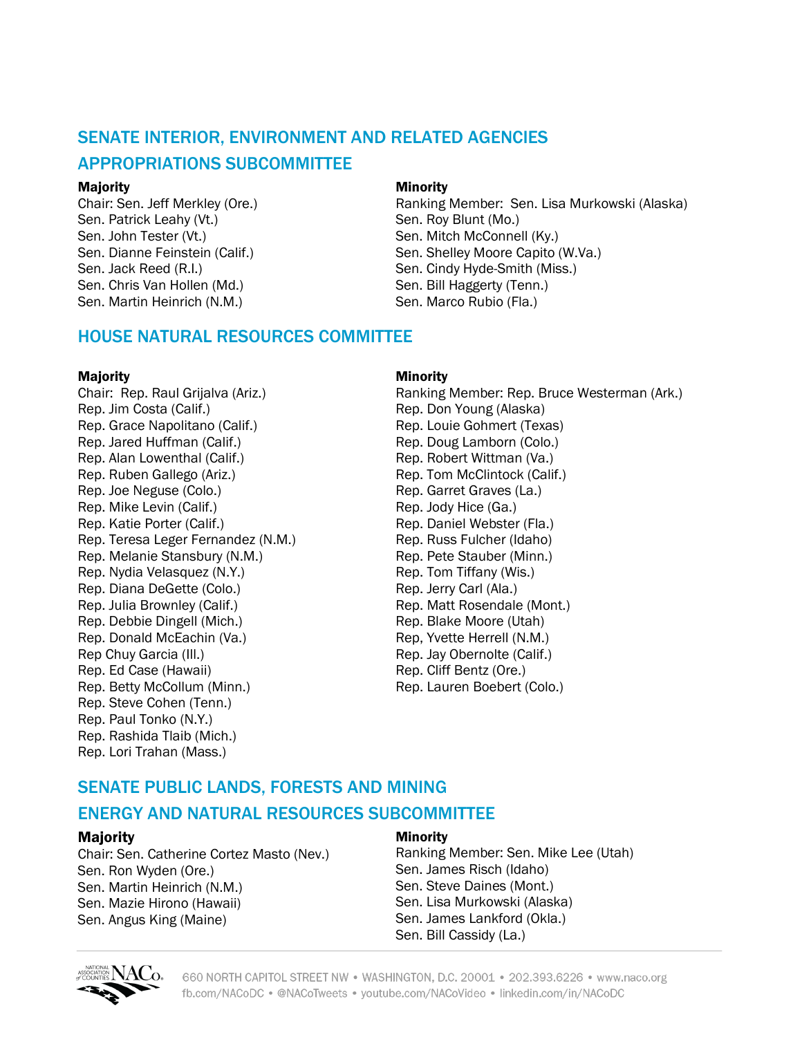## SENATE INTERIOR, ENVIRONMENT AND RELATED AGENCIES APPROPRIATIONS SUBCOMMITTEE

**Majority**

Chair: Sen. Jeff Merkley (Ore.)
Sen. Patrick Leahy (Vt.)
Sen. John Tester (Vt.)
Sen. Dianne Feinstein (Calif.)
Sen. Jack Reed (R.I.)
Sen. Chris Van Hollen (Md.)
Sen. Martin Heinrich (N.M.)

**Minority**

Ranking Member: Sen. Lisa Murkowski (Alaska)
Sen. Roy Blunt (Mo.)
Sen. Mitch McConnell (Ky.)
Sen. Shelley Moore Capito (W.Va.)
Sen. Cindy Hyde-Smith (Miss.)
Sen. Bill Haggerty (Tenn.)
Sen. Marco Rubio (Fla.)

## HOUSE NATURAL RESOURCES COMMITTEE

**Majority**

Chair: Rep. Raul Grijalva (Ariz.)
Rep. Jim Costa (Calif.)
Rep. Grace Napolitano (Calif.)
Rep. Jared Huffman (Calif.)
Rep. Alan Lowenthal (Calif.)
Rep. Ruben Gallego (Ariz.)
Rep. Joe Neguse (Colo.)
Rep. Mike Levin (Calif.)
Rep. Katie Porter (Calif.)
Rep. Teresa Leger Fernandez (N.M.)
Rep. Melanie Stansbury (N.M.)
Rep. Nydia Velasquez (N.Y.)
Rep. Diana DeGette (Colo.)
Rep. Julia Brownley (Calif.)
Rep. Debbie Dingell (Mich.)
Rep. Donald McEachin (Va.)
Rep Chuy Garcia (Ill.)
Rep. Ed Case (Hawaii)
Rep. Betty McCollum (Minn.)
Rep. Steve Cohen (Tenn.)
Rep. Paul Tonko (N.Y.)
Rep. Rashida Tlaib (Mich.)
Rep. Lori Trahan (Mass.)

**Minority**

Ranking Member: Rep. Bruce Westerman (Ark.)
Rep. Don Young (Alaska)
Rep. Louie Gohmert (Texas)
Rep. Doug Lamborn (Colo.)
Rep. Robert Wittman (Va.)
Rep. Tom McClintock (Calif.)
Rep. Garret Graves (La.)
Rep. Jody Hice (Ga.)
Rep. Daniel Webster (Fla.)
Rep. Russ Fulcher (Idaho)
Rep. Pete Stauber (Minn.)
Rep. Tom Tiffany (Wis.)
Rep. Jerry Carl (Ala.)
Rep. Matt Rosendale (Mont.)
Rep. Blake Moore (Utah)
Rep, Yvette Herrell (N.M.)
Rep. Jay Obernolte (Calif.)
Rep. Cliff Bentz (Ore.)
Rep. Lauren Boebert (Colo.)

## SENATE PUBLIC LANDS, FORESTS AND MINING ENERGY AND NATURAL RESOURCES SUBCOMMITTEE

**Majority**

Chair: Sen. Catherine Cortez Masto (Nev.)
Sen. Ron Wyden (Ore.)
Sen. Martin Heinrich (N.M.)
Sen. Mazie Hirono (Hawaii)
Sen. Angus King (Maine)

**Minority**

Ranking Member: Sen. Mike Lee (Utah)
Sen. James Risch (Idaho)
Sen. Steve Daines (Mont.)
Sen. Lisa Murkowski (Alaska)
Sen. James Lankford (Okla.)
Sen. Bill Cassidy (La.)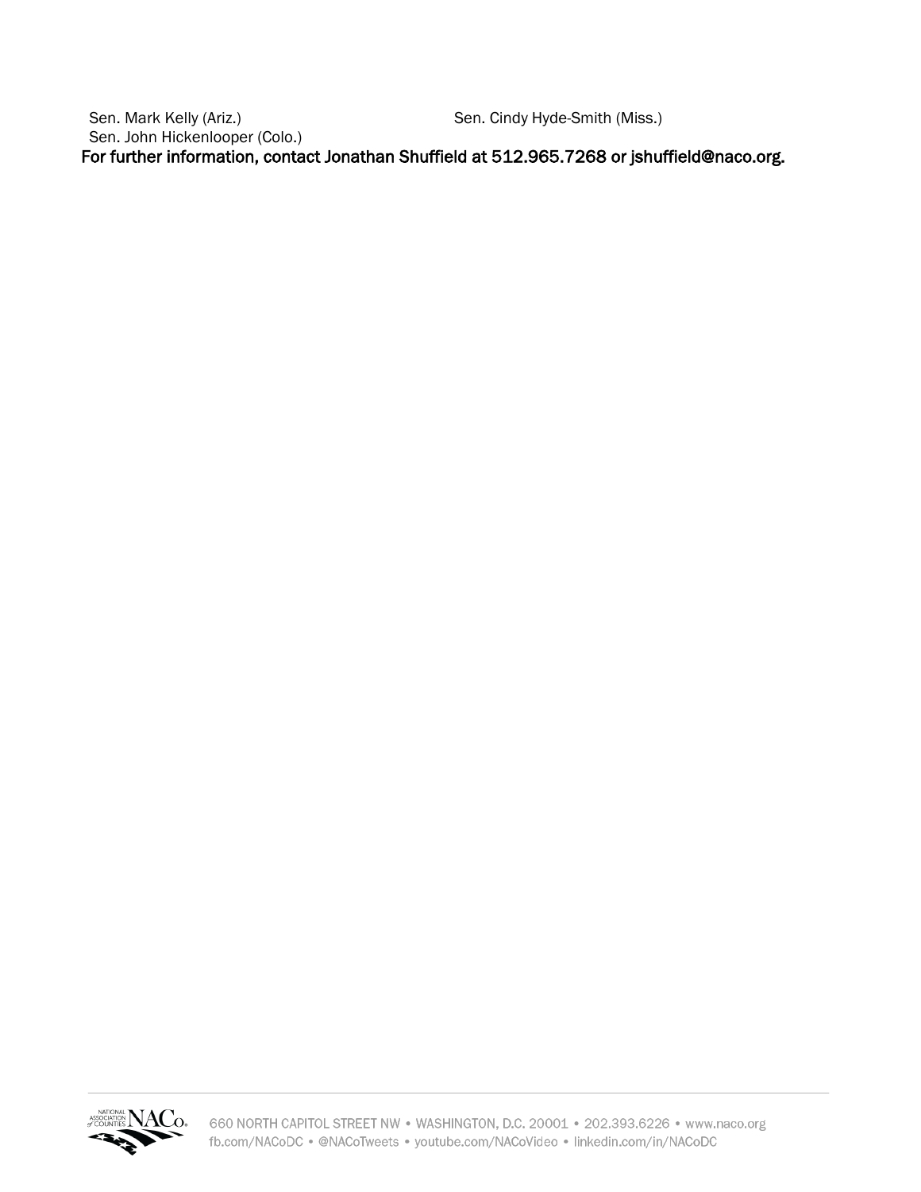Sen. Mark Kelly (Ariz.)

Sen. John Hickenlooper (Colo.)

Sen. Cindy Hyde-Smith (Miss.)

**For further information, contact Jonathan Shuffield at 512.965.7268 or jshuffield@naco.org.**